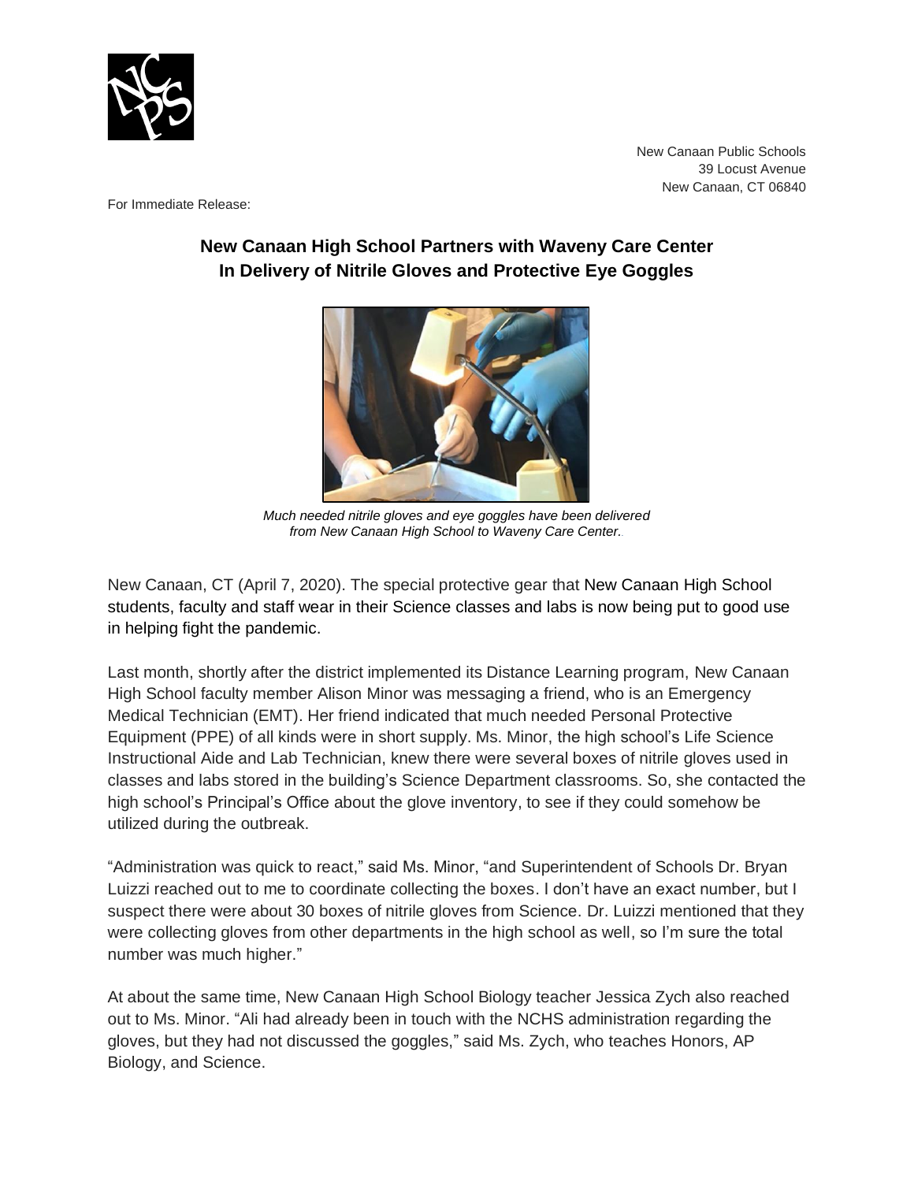New Canaan Public Schools
39 Locust Avenue
New Canaan, CT 06840

For Immediate Release:

## New Canaan High School Partners with Waveny Care Center In Delivery of Nitrile Gloves and Protective Eye Goggles

*Much needed nitrile gloves and eye goggles have been delivered from New Canaan High School to Waveny Care Center.*

New Canaan, CT (April 7, 2020). The special protective gear that New Canaan High School students, faculty and staff wear in their Science classes and labs is now being put to good use in helping fight the pandemic.

Last month, shortly after the district implemented its Distance Learning program, New Canaan High School faculty member Alison Minor was messaging a friend, who is an Emergency Medical Technician (EMT). Her friend indicated that much needed Personal Protective Equipment (PPE) of all kinds were in short supply. Ms. Minor, the high school's Life Science Instructional Aide and Lab Technician, knew there were several boxes of nitrile gloves used in classes and labs stored in the building's Science Department classrooms. So, she contacted the high school's Principal's Office about the glove inventory, to see if they could somehow be utilized during the outbreak.

"Administration was quick to react," said Ms. Minor, "and Superintendent of Schools Dr. Bryan Luizzi reached out to me to coordinate collecting the boxes. I don't have an exact number, but I suspect there were about 30 boxes of nitrile gloves from Science. Dr. Luizzi mentioned that they were collecting gloves from other departments in the high school as well, so I'm sure the total number was much higher."

At about the same time, New Canaan High School Biology teacher Jessica Zych also reached out to Ms. Minor. "Ali had already been in touch with the NCHS administration regarding the gloves, but they had not discussed the goggles," said Ms. Zych, who teaches Honors, AP Biology, and Science.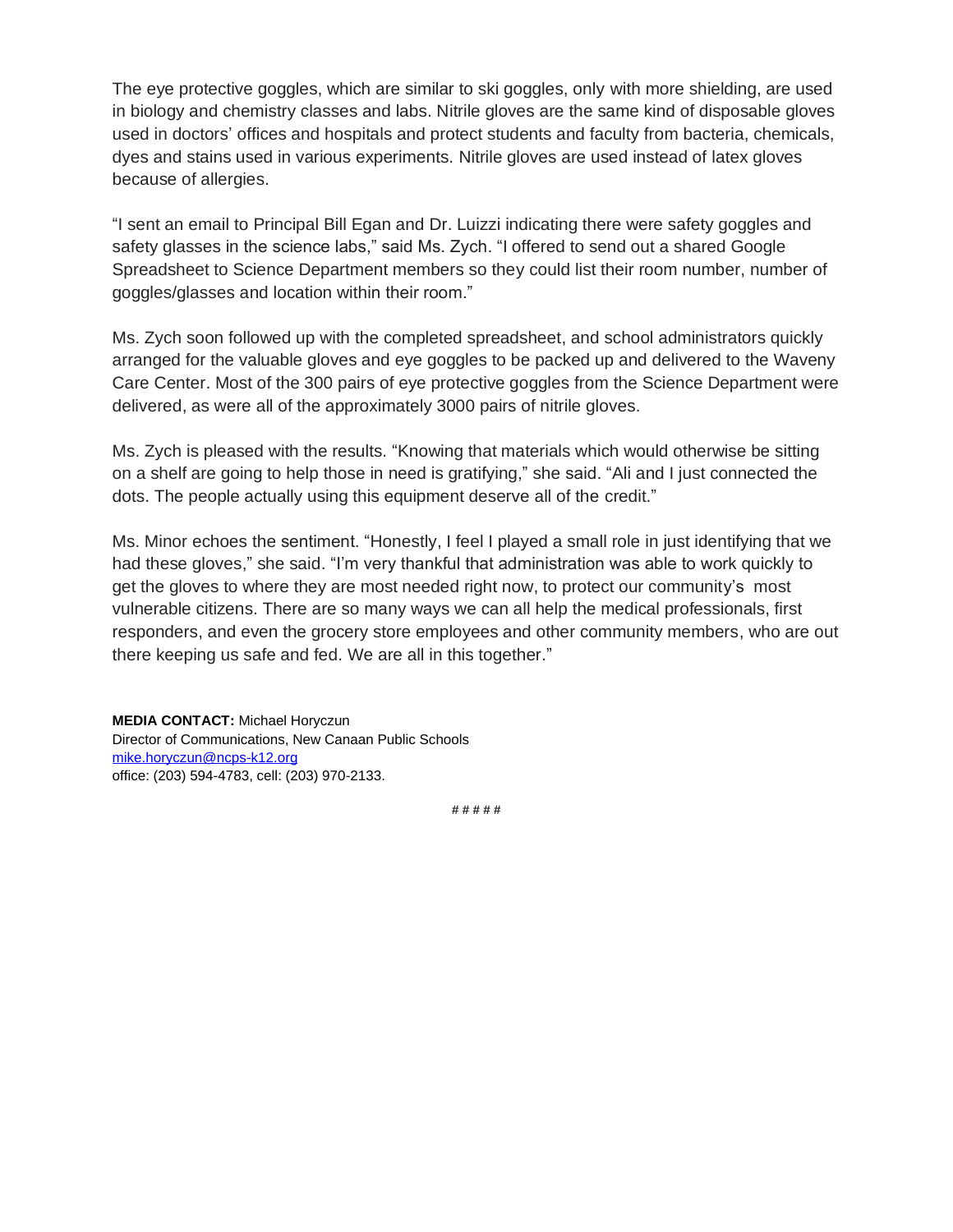The eye protective goggles, which are similar to ski goggles, only with more shielding, are used in biology and chemistry classes and labs. Nitrile gloves are the same kind of disposable gloves used in doctors' offices and hospitals and protect students and faculty from bacteria, chemicals, dyes and stains used in various experiments. Nitrile gloves are used instead of latex gloves because of allergies.

"I sent an email to Principal Bill Egan and Dr. Luizzi indicating there were safety goggles and safety glasses in the science labs," said Ms. Zych. "I offered to send out a shared Google Spreadsheet to Science Department members so they could list their room number, number of goggles/glasses and location within their room."

Ms. Zych soon followed up with the completed spreadsheet, and school administrators quickly arranged for the valuable gloves and eye goggles to be packed up and delivered to the Waveny Care Center. Most of the 300 pairs of eye protective goggles from the Science Department were delivered, as were all of the approximately 3000 pairs of nitrile gloves.

Ms. Zych is pleased with the results. "Knowing that materials which would otherwise be sitting on a shelf are going to help those in need is gratifying," she said. "Ali and I just connected the dots. The people actually using this equipment deserve all of the credit."

Ms. Minor echoes the sentiment. "Honestly, I feel I played a small role in just identifying that we had these gloves," she said. "I'm very thankful that administration was able to work quickly to get the gloves to where they are most needed right now, to protect our community's most vulnerable citizens. There are so many ways we can all help the medical professionals, first responders, and even the grocery store employees and other community members, who are out there keeping us safe and fed. We are all in this together."

**MEDIA CONTACT:** Michael Horyczun
Director of Communications, New Canaan Public Schools
mike.horyczun@ncps-k12.org
office: (203) 594-4783, cell: (203) 970-2133.

# # # # #